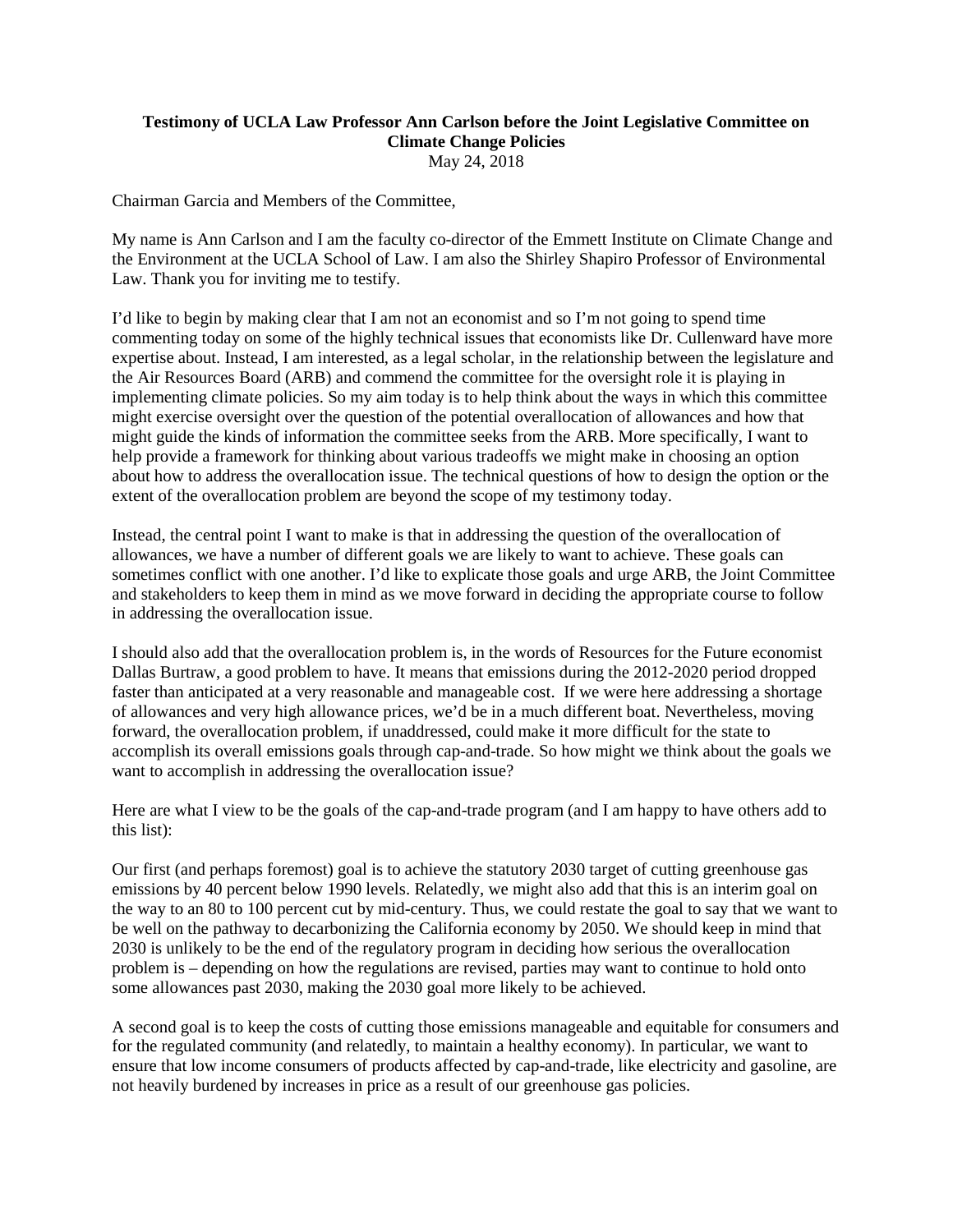**Testimony of UCLA Law Professor Ann Carlson before the Joint Legislative Committee on Climate Change Policies**

May 24, 2018

Chairman Garcia and Members of the Committee,

My name is Ann Carlson and I am the faculty co-director of the Emmett Institute on Climate Change and the Environment at the UCLA School of Law. I am also the Shirley Shapiro Professor of Environmental Law. Thank you for inviting me to testify.

I'd like to begin by making clear that I am not an economist and so I'm not going to spend time commenting today on some of the highly technical issues that economists like Dr. Cullenward have more expertise about. Instead, I am interested, as a legal scholar, in the relationship between the legislature and the Air Resources Board (ARB) and commend the committee for the oversight role it is playing in implementing climate policies. So my aim today is to help think about the ways in which this committee might exercise oversight over the question of the potential overallocation of allowances and how that might guide the kinds of information the committee seeks from the ARB. More specifically, I want to help provide a framework for thinking about various tradeoffs we might make in choosing an option about how to address the overallocation issue. The technical questions of how to design the option or the extent of the overallocation problem are beyond the scope of my testimony today.

Instead, the central point I want to make is that in addressing the question of the overallocation of allowances, we have a number of different goals we are likely to want to achieve. These goals can sometimes conflict with one another. I'd like to explicate those goals and urge ARB, the Joint Committee and stakeholders to keep them in mind as we move forward in deciding the appropriate course to follow in addressing the overallocation issue.

I should also add that the overallocation problem is, in the words of Resources for the Future economist Dallas Burtraw, a good problem to have. It means that emissions during the 2012-2020 period dropped faster than anticipated at a very reasonable and manageable cost. If we were here addressing a shortage of allowances and very high allowance prices, we'd be in a much different boat. Nevertheless, moving forward, the overallocation problem, if unaddressed, could make it more difficult for the state to accomplish its overall emissions goals through cap-and-trade. So how might we think about the goals we want to accomplish in addressing the overallocation issue?

Here are what I view to be the goals of the cap-and-trade program (and I am happy to have others add to this list):

Our first (and perhaps foremost) goal is to achieve the statutory 2030 target of cutting greenhouse gas emissions by 40 percent below 1990 levels. Relatedly, we might also add that this is an interim goal on the way to an 80 to 100 percent cut by mid-century. Thus, we could restate the goal to say that we want to be well on the pathway to decarbonizing the California economy by 2050. We should keep in mind that 2030 is unlikely to be the end of the regulatory program in deciding how serious the overallocation problem is – depending on how the regulations are revised, parties may want to continue to hold onto some allowances past 2030, making the 2030 goal more likely to be achieved.

A second goal is to keep the costs of cutting those emissions manageable and equitable for consumers and for the regulated community (and relatedly, to maintain a healthy economy). In particular, we want to ensure that low income consumers of products affected by cap-and-trade, like electricity and gasoline, are not heavily burdened by increases in price as a result of our greenhouse gas policies.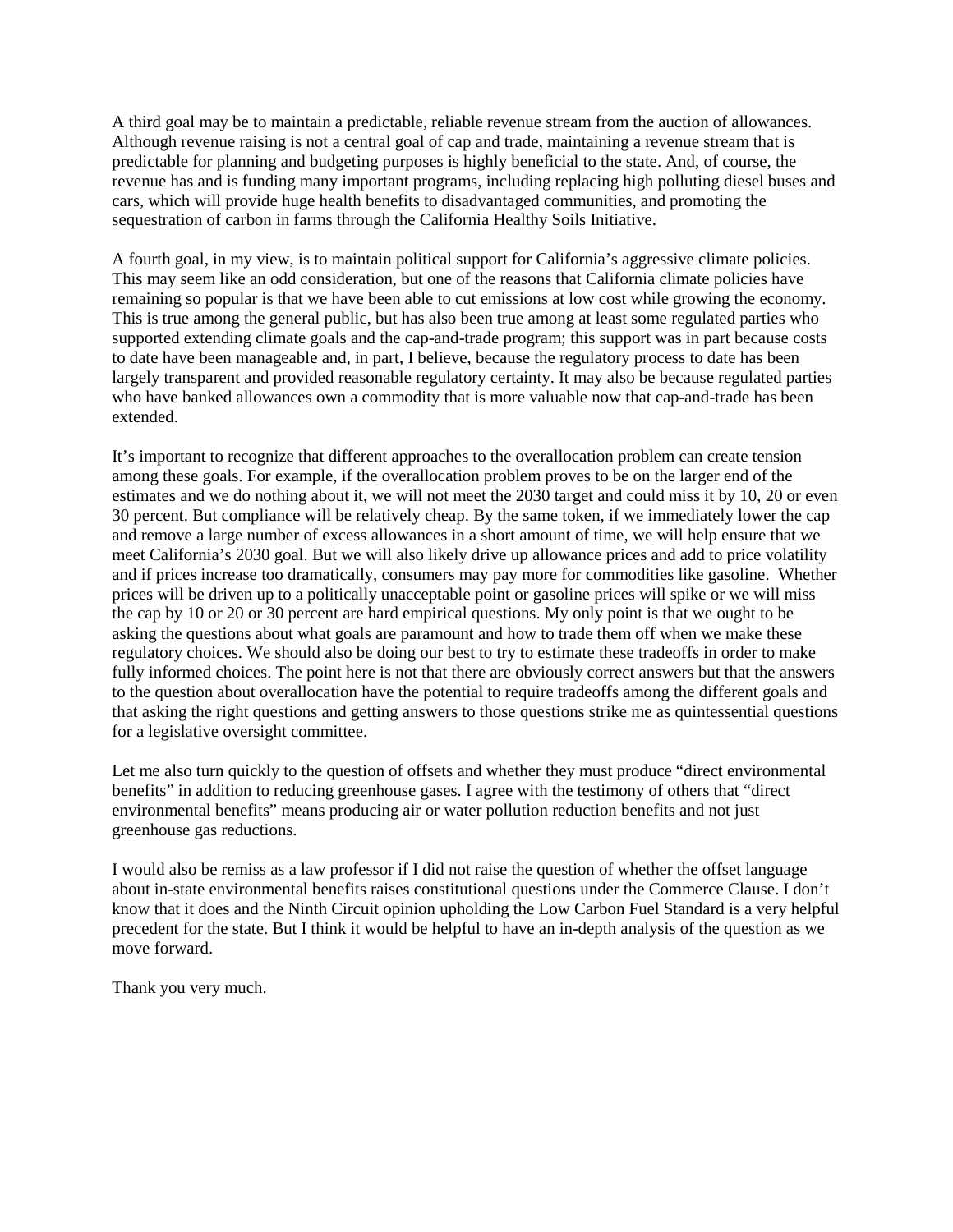A third goal may be to maintain a predictable, reliable revenue stream from the auction of allowances. Although revenue raising is not a central goal of cap and trade, maintaining a revenue stream that is predictable for planning and budgeting purposes is highly beneficial to the state. And, of course, the revenue has and is funding many important programs, including replacing high polluting diesel buses and cars, which will provide huge health benefits to disadvantaged communities, and promoting the sequestration of carbon in farms through the California Healthy Soils Initiative.

A fourth goal, in my view, is to maintain political support for California's aggressive climate policies. This may seem like an odd consideration, but one of the reasons that California climate policies have remaining so popular is that we have been able to cut emissions at low cost while growing the economy. This is true among the general public, but has also been true among at least some regulated parties who supported extending climate goals and the cap-and-trade program; this support was in part because costs to date have been manageable and, in part, I believe, because the regulatory process to date has been largely transparent and provided reasonable regulatory certainty. It may also be because regulated parties who have banked allowances own a commodity that is more valuable now that cap-and-trade has been extended.

It's important to recognize that different approaches to the overallocation problem can create tension among these goals. For example, if the overallocation problem proves to be on the larger end of the estimates and we do nothing about it, we will not meet the 2030 target and could miss it by 10, 20 or even 30 percent. But compliance will be relatively cheap. By the same token, if we immediately lower the cap and remove a large number of excess allowances in a short amount of time, we will help ensure that we meet California's 2030 goal. But we will also likely drive up allowance prices and add to price volatility and if prices increase too dramatically, consumers may pay more for commodities like gasoline. Whether prices will be driven up to a politically unacceptable point or gasoline prices will spike or we will miss the cap by 10 or 20 or 30 percent are hard empirical questions. My only point is that we ought to be asking the questions about what goals are paramount and how to trade them off when we make these regulatory choices. We should also be doing our best to try to estimate these tradeoffs in order to make fully informed choices. The point here is not that there are obviously correct answers but that the answers to the question about overallocation have the potential to require tradeoffs among the different goals and that asking the right questions and getting answers to those questions strike me as quintessential questions for a legislative oversight committee.

Let me also turn quickly to the question of offsets and whether they must produce "direct environmental benefits" in addition to reducing greenhouse gases. I agree with the testimony of others that "direct environmental benefits" means producing air or water pollution reduction benefits and not just greenhouse gas reductions.

I would also be remiss as a law professor if I did not raise the question of whether the offset language about in-state environmental benefits raises constitutional questions under the Commerce Clause. I don't know that it does and the Ninth Circuit opinion upholding the Low Carbon Fuel Standard is a very helpful precedent for the state. But I think it would be helpful to have an in-depth analysis of the question as we move forward.

Thank you very much.